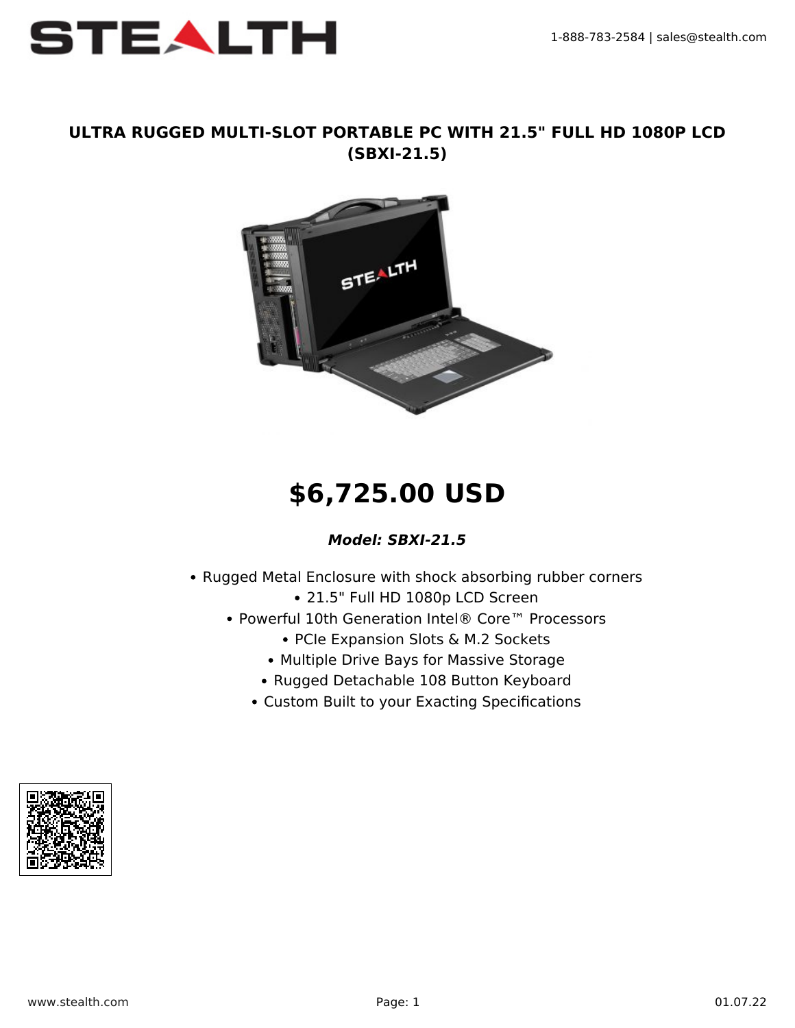# ULTRA RUGGED MULTI-SLOT PORTABLE PC WITH 21.5" FULL HD 1080P LCD (SBXI-21.5)

## $6,725.00 USD

***Model: SBXI-21.5***

- Rugged Metal Enclosure with shock absorbing rubber corners
- 21.5" Full HD 1080p LCD Screen
- Powerful 10th Generation Intel® Core™ Processors
- PCIe Expansion Slots & M.2 Sockets
- Multiple Drive Bays for Massive Storage
- Rugged Detachable 108 Button Keyboard
- Custom Built to your Exacting Specifications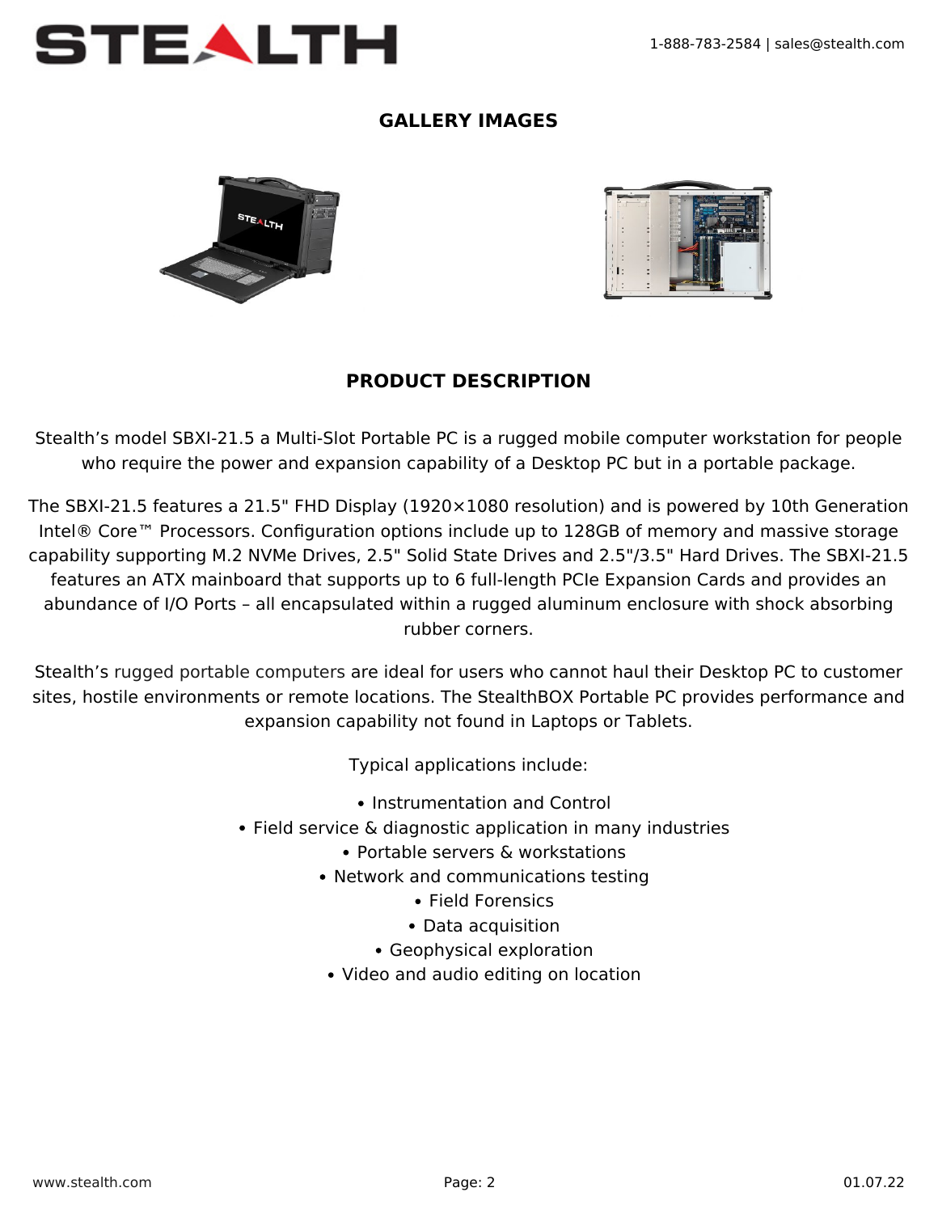## GALLERY IMAGES

## PRODUCT DESCRIPTION

Stealth's model SBXI-21.5 a Multi-Slot Portable PC is a rugged mobile computer workstation for people who require the power and expansion capability of a Desktop PC but in a portable package.

The SBXI-21.5 features a 21.5" FHD Display (1920×1080 resolution) and is powered by 10th Generation Intel® Core™ Processors. Configuration options include up to 128GB of memory and massive storage capability supporting M.2 NVMe Drives, 2.5" Solid State Drives and 2.5"/3.5" Hard Drives. The SBXI-21.5 features an ATX mainboard that supports up to 6 full-length PCIe Expansion Cards and provides an abundance of I/O Ports – all encapsulated within a rugged aluminum enclosure with shock absorbing rubber corners.

Stealth's rugged portable computers are ideal for users who cannot haul their Desktop PC to customer sites, hostile environments or remote locations. The StealthBOX Portable PC provides performance and expansion capability not found in Laptops or Tablets.

Typical applications include:

- Instrumentation and Control
- Field service & diagnostic application in many industries
- Portable servers & workstations
- Network and communications testing
- Field Forensics
- Data acquisition
- Geophysical exploration
- Video and audio editing on location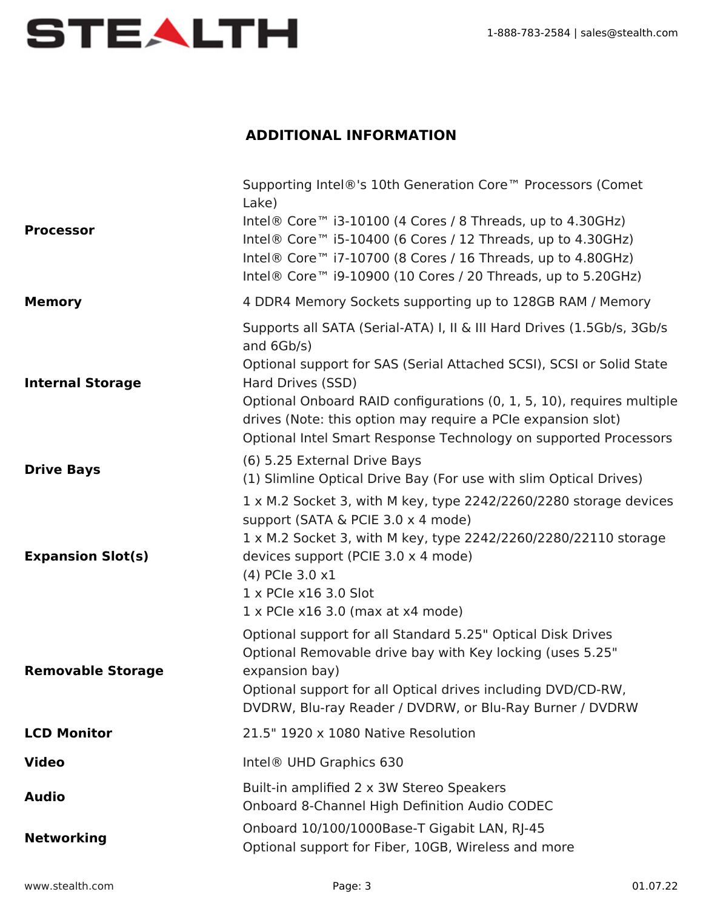## ADDITIONAL INFORMATION

| | |
|---|---|
| **Processor** | Supporting Intel®'s 10th Generation Core™ Processors (Comet Lake)<br>Intel® Core™ i3-10100 (4 Cores / 8 Threads, up to 4.30GHz)<br>Intel® Core™ i5-10400 (6 Cores / 12 Threads, up to 4.30GHz)<br>Intel® Core™ i7-10700 (8 Cores / 16 Threads, up to 4.80GHz)<br>Intel® Core™ i9-10900 (10 Cores / 20 Threads, up to 5.20GHz) |
| **Memory** | 4 DDR4 Memory Sockets supporting up to 128GB RAM / Memory |
| **Internal Storage** | Supports all SATA (Serial-ATA) I, II & III Hard Drives (1.5Gb/s, 3Gb/s and 6Gb/s)<br>Optional support for SAS (Serial Attached SCSI), SCSI or Solid State Hard Drives (SSD)<br>Optional Onboard RAID configurations (0, 1, 5, 10), requires multiple drives (Note: this option may require a PCIe expansion slot)<br>Optional Intel Smart Response Technology on supported Processors |
| **Drive Bays** | (6) 5.25 External Drive Bays<br>(1) Slimline Optical Drive Bay (For use with slim Optical Drives) |
| **Expansion Slot(s)** | 1 x M.2 Socket 3, with M key, type 2242/2260/2280 storage devices support (SATA & PCIE 3.0 x 4 mode)<br>1 x M.2 Socket 3, with M key, type 2242/2260/2280/22110 storage devices support (PCIE 3.0 x 4 mode)<br>(4) PCIe 3.0 x1<br>1 x PCIe x16 3.0 Slot<br>1 x PCIe x16 3.0 (max at x4 mode) |
| **Removable Storage** | Optional support for all Standard 5.25" Optical Disk Drives<br>Optional Removable drive bay with Key locking (uses 5.25" expansion bay)<br>Optional support for all Optical drives including DVD/CD-RW, DVDRW, Blu-ray Reader / DVDRW, or Blu-Ray Burner / DVDRW |
| **LCD Monitor** | 21.5" 1920 x 1080 Native Resolution |
| **Video** | Intel® UHD Graphics 630 |
| **Audio** | Built-in amplified 2 x 3W Stereo Speakers<br>Onboard 8-Channel High Definition Audio CODEC |
| **Networking** | Onboard 10/100/1000Base-T Gigabit LAN, RJ-45<br>Optional support for Fiber, 10GB, Wireless and more |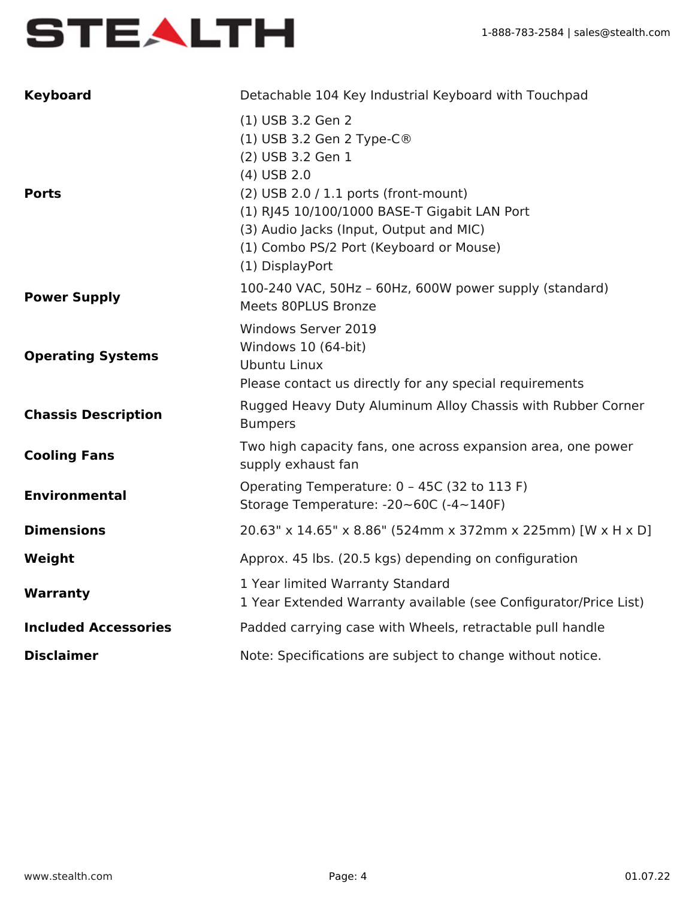| | |
|---|---|
| **Keyboard** | Detachable 104 Key Industrial Keyboard with Touchpad |
| **Ports** | (1) USB 3.2 Gen 2<br>(1) USB 3.2 Gen 2 Type-C®<br>(2) USB 3.2 Gen 1<br>(4) USB 2.0<br>(2) USB 2.0 / 1.1 ports (front-mount)<br>(1) RJ45 10/100/1000 BASE-T Gigabit LAN Port<br>(3) Audio Jacks (Input, Output and MIC)<br>(1) Combo PS/2 Port (Keyboard or Mouse)<br>(1) DisplayPort |
| **Power Supply** | 100-240 VAC, 50Hz – 60Hz, 600W power supply (standard)<br>Meets 80PLUS Bronze |
| **Operating Systems** | Windows Server 2019<br>Windows 10 (64-bit)<br>Ubuntu Linux<br>Please contact us directly for any special requirements |
| **Chassis Description** | Rugged Heavy Duty Aluminum Alloy Chassis with Rubber Corner Bumpers |
| **Cooling Fans** | Two high capacity fans, one across expansion area, one power supply exhaust fan |
| **Environmental** | Operating Temperature: 0 – 45C (32 to 113 F)<br>Storage Temperature: -20~60C (-4~140F) |
| **Dimensions** | 20.63" x 14.65" x 8.86" (524mm x 372mm x 225mm) [W x H x D] |
| **Weight** | Approx. 45 lbs. (20.5 kgs) depending on configuration |
| **Warranty** | 1 Year limited Warranty Standard<br>1 Year Extended Warranty available (see Configurator/Price List) |
| **Included Accessories** | Padded carrying case with Wheels, retractable pull handle |
| **Disclaimer** | Note: Specifications are subject to change without notice. |